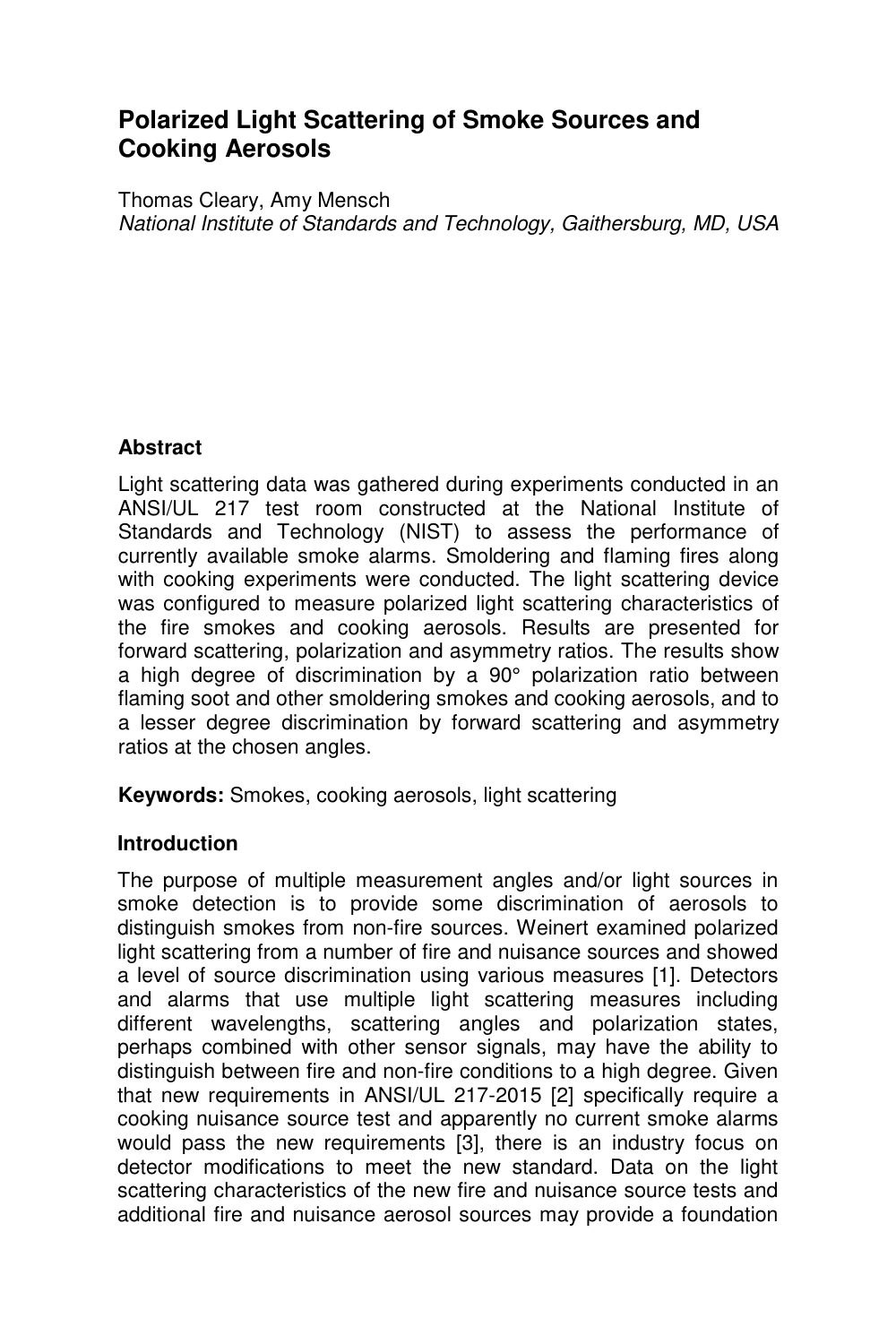# Polarized Light Scattering of Smoke Sources and Cooking Aerosols

Thomas Cleary, Amy Mensch

*National Institute of Standards and Technology, Gaithersburg, MD, USA*

## Abstract

Light scattering data was gathered during experiments conducted in an ANSI/UL 217 test room constructed at the National Institute of Standards and Technology (NIST) to assess the performance of currently available smoke alarms. Smoldering and flaming fires along with cooking experiments were conducted. The light scattering device was configured to measure polarized light scattering characteristics of the fire smokes and cooking aerosols. Results are presented for forward scattering, polarization and asymmetry ratios. The results show a high degree of discrimination by a 90° polarization ratio between flaming soot and other smoldering smokes and cooking aerosols, and to a lesser degree discrimination by forward scattering and asymmetry ratios at the chosen angles.

**Keywords:** Smokes, cooking aerosols, light scattering

## Introduction

The purpose of multiple measurement angles and/or light sources in smoke detection is to provide some discrimination of aerosols to distinguish smokes from non-fire sources. Weinert examined polarized light scattering from a number of fire and nuisance sources and showed a level of source discrimination using various measures [1]. Detectors and alarms that use multiple light scattering measures including different wavelengths, scattering angles and polarization states, perhaps combined with other sensor signals, may have the ability to distinguish between fire and non-fire conditions to a high degree. Given that new requirements in ANSI/UL 217-2015 [2] specifically require a cooking nuisance source test and apparently no current smoke alarms would pass the new requirements [3], there is an industry focus on detector modifications to meet the new standard. Data on the light scattering characteristics of the new fire and nuisance source tests and additional fire and nuisance aerosol sources may provide a foundation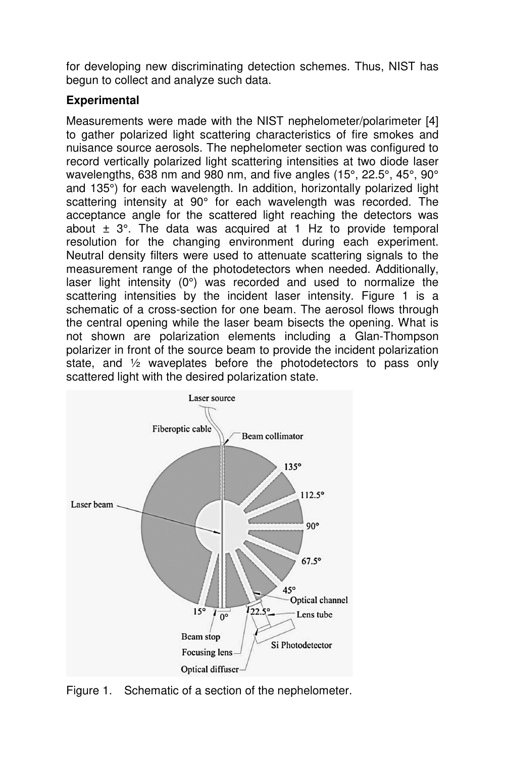for developing new discriminating detection schemes. Thus, NIST has begun to collect and analyze such data.

**Experimental**

Measurements were made with the NIST nephelometer/polarimeter [4] to gather polarized light scattering characteristics of fire smokes and nuisance source aerosols. The nephelometer section was configured to record vertically polarized light scattering intensities at two diode laser wavelengths, 638 nm and 980 nm, and five angles (15°, 22.5°, 45°, 90° and 135°) for each wavelength. In addition, horizontally polarized light scattering intensity at 90° for each wavelength was recorded. The acceptance angle for the scattered light reaching the detectors was about ± 3°. The data was acquired at 1 Hz to provide temporal resolution for the changing environment during each experiment. Neutral density filters were used to attenuate scattering signals to the measurement range of the photodetectors when needed. Additionally, laser light intensity (0°) was recorded and used to normalize the scattering intensities by the incident laser intensity. Figure 1 is a schematic of a cross-section for one beam. The aerosol flows through the central opening while the laser beam bisects the opening. What is not shown are polarization elements including a Glan-Thompson polarizer in front of the source beam to provide the incident polarization state, and ½ waveplates before the photodetectors to pass only scattered light with the desired polarization state.

Figure 1. Schematic of a section of the nephelometer.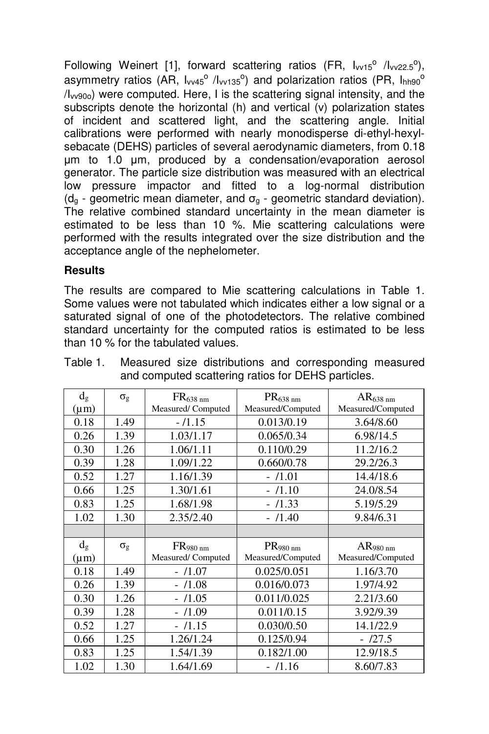Following Weinert [1], forward scattering ratios (FR, $I_{vv15°}$ /$I_{vv22.5°}$), asymmetry ratios (AR, $I_{vv45°}$ /$I_{vv135°}$) and polarization ratios (PR, $I_{hh90°}$ /$I_{vv90°}$) were computed. Here, I is the scattering signal intensity, and the subscripts denote the horizontal (h) and vertical (v) polarization states of incident and scattered light, and the scattering angle. Initial calibrations were performed with nearly monodisperse di-ethyl-hexyl-sebacate (DEHS) particles of several aerodynamic diameters, from 0.18 µm to 1.0 µm, produced by a condensation/evaporation aerosol generator. The particle size distribution was measured with an electrical low pressure impactor and fitted to a log-normal distribution ($d_g$ - geometric mean diameter, and $\sigma_g$ - geometric standard deviation). The relative combined standard uncertainty in the mean diameter is estimated to be less than 10 %. Mie scattering calculations were performed with the results integrated over the size distribution and the acceptance angle of the nephelometer.

## Results

The results are compared to Mie scattering calculations in Table 1. Some values were not tabulated which indicates either a low signal or a saturated signal of one of the photodetectors. The relative combined standard uncertainty for the computed ratios is estimated to be less than 10 % for the tabulated values.

Table 1. Measured size distributions and corresponding measured and computed scattering ratios for DEHS particles.

| $d_g$ (µm) | $\sigma_g$ | $FR_{638\ nm}$ Measured/ Computed | $PR_{638\ nm}$ Measured/Computed | $AR_{638\ nm}$ Measured/Computed |
|---|---|---|---|---|
| 0.18 | 1.49 | - /1.15 | 0.013/0.19 | 3.64/8.60 |
| 0.26 | 1.39 | 1.03/1.17 | 0.065/0.34 | 6.98/14.5 |
| 0.30 | 1.26 | 1.06/1.11 | 0.110/0.29 | 11.2/16.2 |
| 0.39 | 1.28 | 1.09/1.22 | 0.660/0.78 | 29.2/26.3 |
| 0.52 | 1.27 | 1.16/1.39 | - /1.01 | 14.4/18.6 |
| 0.66 | 1.25 | 1.30/1.61 | - /1.10 | 24.0/8.54 |
| 0.83 | 1.25 | 1.68/1.98 | - /1.33 | 5.19/5.29 |
| 1.02 | 1.30 | 2.35/2.40 | - /1.40 | 9.84/6.31 |
| | | | | |
| $d_g$ (µm) | $\sigma_g$ | $FR_{980\ nm}$ Measured/ Computed | $PR_{980\ nm}$ Measured/Computed | $AR_{980\ nm}$ Measured/Computed |
| 0.18 | 1.49 | - /1.07 | 0.025/0.051 | 1.16/3.70 |
| 0.26 | 1.39 | - /1.08 | 0.016/0.073 | 1.97/4.92 |
| 0.30 | 1.26 | - /1.05 | 0.011/0.025 | 2.21/3.60 |
| 0.39 | 1.28 | - /1.09 | 0.011/0.15 | 3.92/9.39 |
| 0.52 | 1.27 | - /1.15 | 0.030/0.50 | 14.1/22.9 |
| 0.66 | 1.25 | 1.26/1.24 | 0.125/0.94 | - /27.5 |
| 0.83 | 1.25 | 1.54/1.39 | 0.182/1.00 | 12.9/18.5 |
| 1.02 | 1.30 | 1.64/1.69 | - /1.16 | 8.60/7.83 |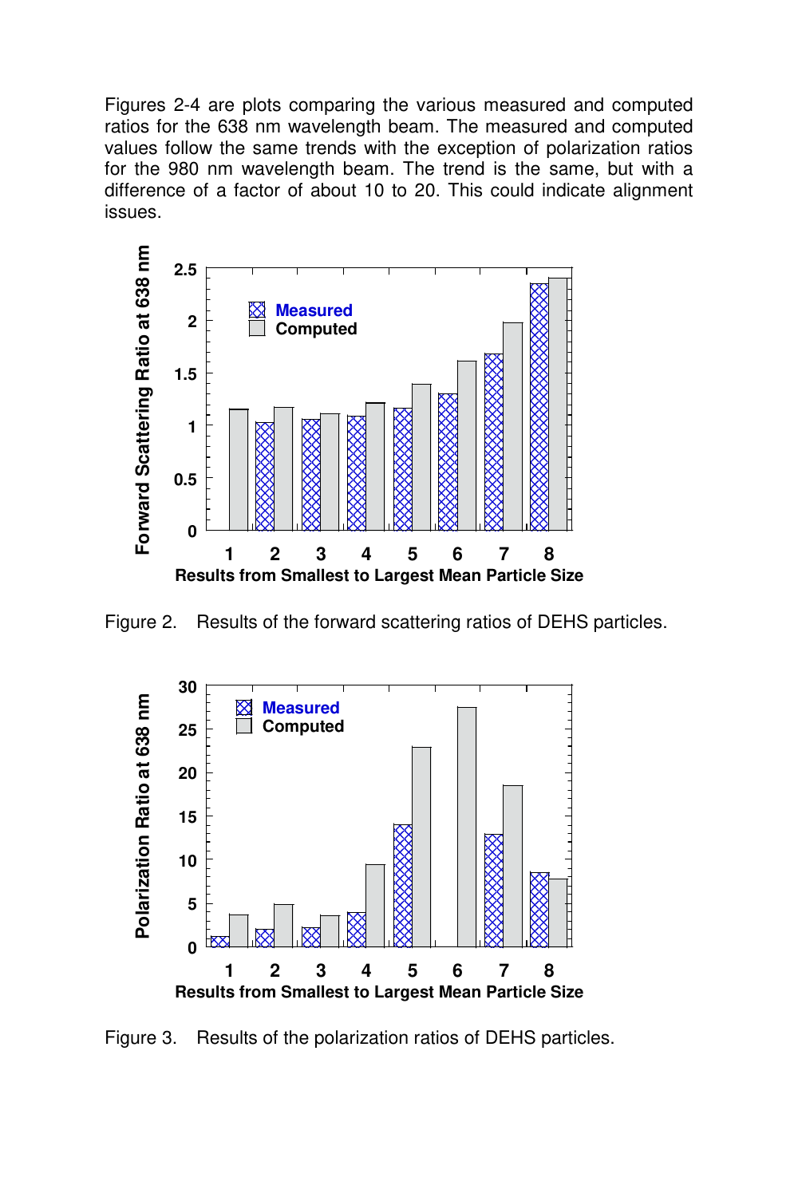Figures 2-4 are plots comparing the various measured and computed ratios for the 638 nm wavelength beam. The measured and computed values follow the same trends with the exception of polarization ratios for the 980 nm wavelength beam. The trend is the same, but with a difference of a factor of about 10 to 20. This could indicate alignment issues.

Figure 2. Results of the forward scattering ratios of DEHS particles.

Figure 3. Results of the polarization ratios of DEHS particles.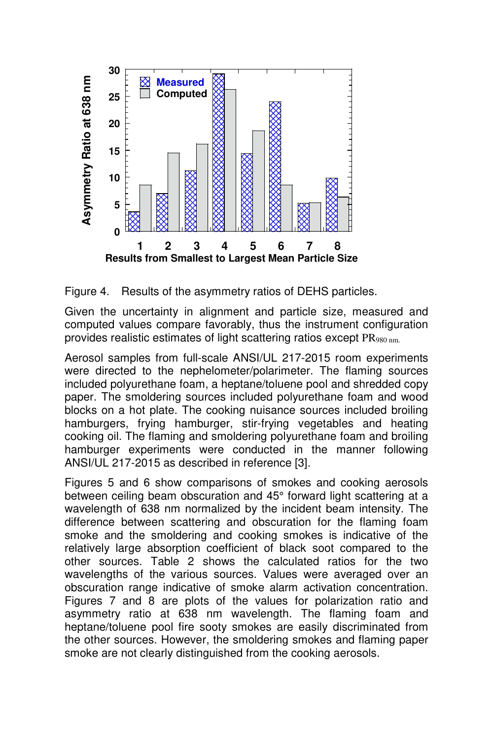Figure 4.  Results of the asymmetry ratios of DEHS particles.

Given the uncertainty in alignment and particle size, measured and computed values compare favorably, thus the instrument configuration provides realistic estimates of light scattering ratios except $PR_{980\ nm}$.

Aerosol samples from full-scale ANSI/UL 217-2015 room experiments were directed to the nephelometer/polarimeter. The flaming sources included polyurethane foam, a heptane/toluene pool and shredded copy paper. The smoldering sources included polyurethane foam and wood blocks on a hot plate. The cooking nuisance sources included broiling hamburgers, frying hamburger, stir-frying vegetables and heating cooking oil. The flaming and smoldering polyurethane foam and broiling hamburger experiments were conducted in the manner following ANSI/UL 217-2015 as described in reference [3].

Figures 5 and 6 show comparisons of smokes and cooking aerosols between ceiling beam obscuration and 45° forward light scattering at a wavelength of 638 nm normalized by the incident beam intensity. The difference between scattering and obscuration for the flaming foam smoke and the smoldering and cooking smokes is indicative of the relatively large absorption coefficient of black soot compared to the other sources. Table 2 shows the calculated ratios for the two wavelengths of the various sources. Values were averaged over an obscuration range indicative of smoke alarm activation concentration. Figures 7 and 8 are plots of the values for polarization ratio and asymmetry ratio at 638 nm wavelength. The flaming foam and heptane/toluene pool fire sooty smokes are easily discriminated from the other sources. However, the smoldering smokes and flaming paper smoke are not clearly distinguished from the cooking aerosols.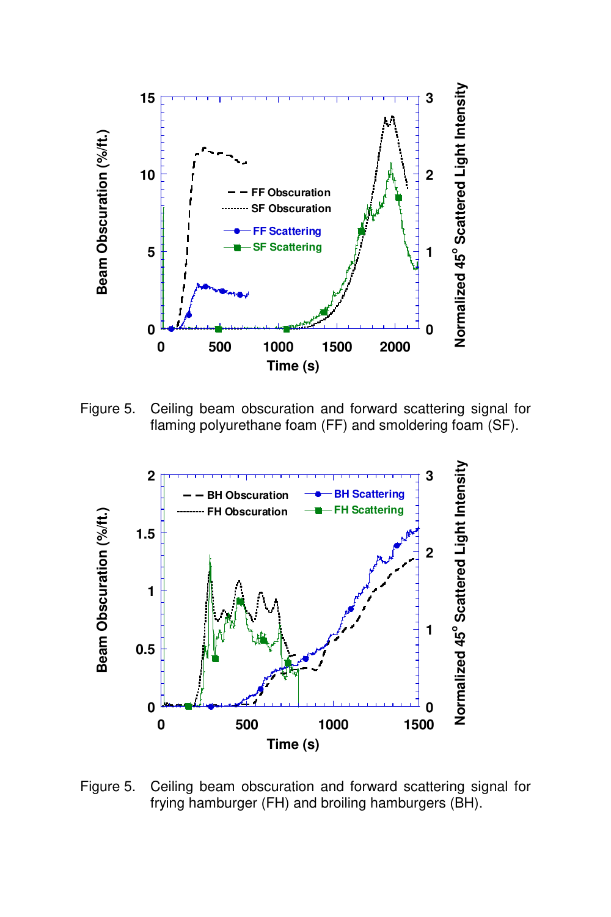Figure 5. Ceiling beam obscuration and forward scattering signal for flaming polyurethane foam (FF) and smoldering foam (SF).

Figure 5. Ceiling beam obscuration and forward scattering signal for frying hamburger (FH) and broiling hamburgers (BH).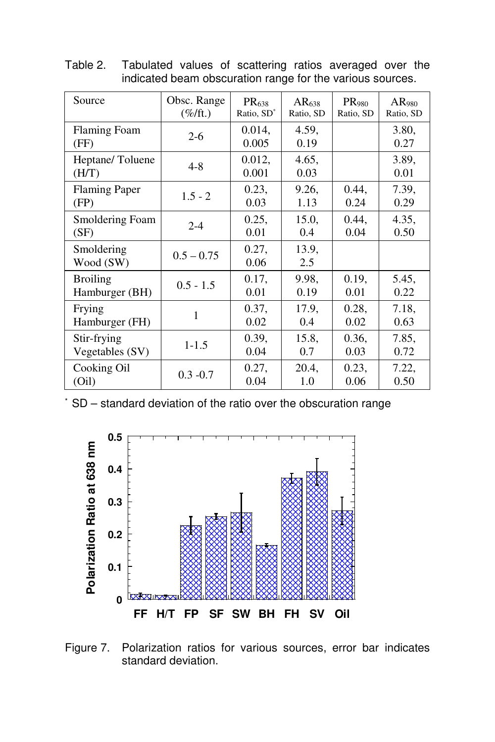Table 2. Tabulated values of scattering ratios averaged over the indicated beam obscuration range for the various sources.

| Source | Obsc. Range (%/ft.) | $PR_{638}$ Ratio, SD* | $AR_{638}$ Ratio, SD | $PR_{980}$ Ratio, SD | $AR_{980}$ Ratio, SD |
|---|---|---|---|---|---|
| Flaming Foam (FF) | 2-6 | 0.014, 0.005 | 4.59, 0.19 | | 3.80, 0.27 |
| Heptane/ Toluene (H/T) | 4-8 | 0.012, 0.001 | 4.65, 0.03 | | 3.89, 0.01 |
| Flaming Paper (FP) | 1.5 - 2 | 0.23, 0.03 | 9.26, 1.13 | 0.44, 0.24 | 7.39, 0.29 |
| Smoldering Foam (SF) | 2-4 | 0.25, 0.01 | 15.0, 0.4 | 0.44, 0.04 | 4.35, 0.50 |
| Smoldering Wood (SW) | 0.5 – 0.75 | 0.27, 0.06 | 13.9, 2.5 | | |
| Broiling Hamburger (BH) | 0.5 - 1.5 | 0.17, 0.01 | 9.98, 0.19 | 0.19, 0.01 | 5.45, 0.22 |
| Frying Hamburger (FH) | 1 | 0.37, 0.02 | 17.9, 0.4 | 0.28, 0.02 | 7.18, 0.63 |
| Stir-frying Vegetables (SV) | 1-1.5 | 0.39, 0.04 | 15.8, 0.7 | 0.36, 0.03 | 7.85, 0.72 |
| Cooking Oil (Oil) | 0.3 -0.7 | 0.27, 0.04 | 20.4, 1.0 | 0.23, 0.06 | 7.22, 0.50 |

* SD – standard deviation of the ratio over the obscuration range

Figure 7. Polarization ratios for various sources, error bar indicates standard deviation.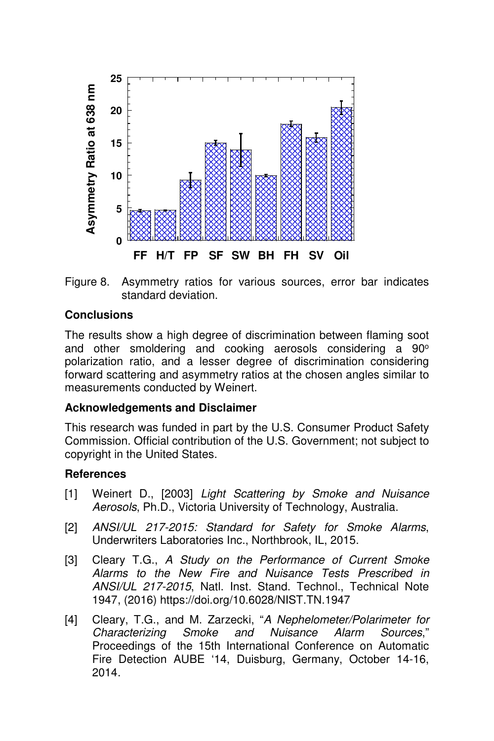Asymmetry Ratio at 638 nm

25
20
15
10
5
0

FF H/T FP SF SW BH FH SV Oil

Figure 8. Asymmetry ratios for various sources, error bar indicates standard deviation.

## Conclusions

The results show a high degree of discrimination between flaming soot and other smoldering and cooking aerosols considering a 90° polarization ratio, and a lesser degree of discrimination considering forward scattering and asymmetry ratios at the chosen angles similar to measurements conducted by Weinert.

## Acknowledgements and Disclaimer

This research was funded in part by the U.S. Consumer Product Safety Commission. Official contribution of the U.S. Government; not subject to copyright in the United States.

## References

[1] Weinert D., [2003] *Light Scattering by Smoke and Nuisance Aerosols*, Ph.D., Victoria University of Technology, Australia.

[2] *ANSI/UL 217-2015: Standard for Safety for Smoke Alarms*, Underwriters Laboratories Inc., Northbrook, IL, 2015.

[3] Cleary T.G., *A Study on the Performance of Current Smoke Alarms to the New Fire and Nuisance Tests Prescribed in ANSI/UL 217-2015*, Natl. Inst. Stand. Technol., Technical Note 1947, (2016) https://doi.org/10.6028/NIST.TN.1947

[4] Cleary, T.G., and M. Zarzecki, "*A Nephelometer/Polarimeter for Characterizing Smoke and Nuisance Alarm Sources*," Proceedings of the 15th International Conference on Automatic Fire Detection AUBE '14, Duisburg, Germany, October 14-16, 2014.